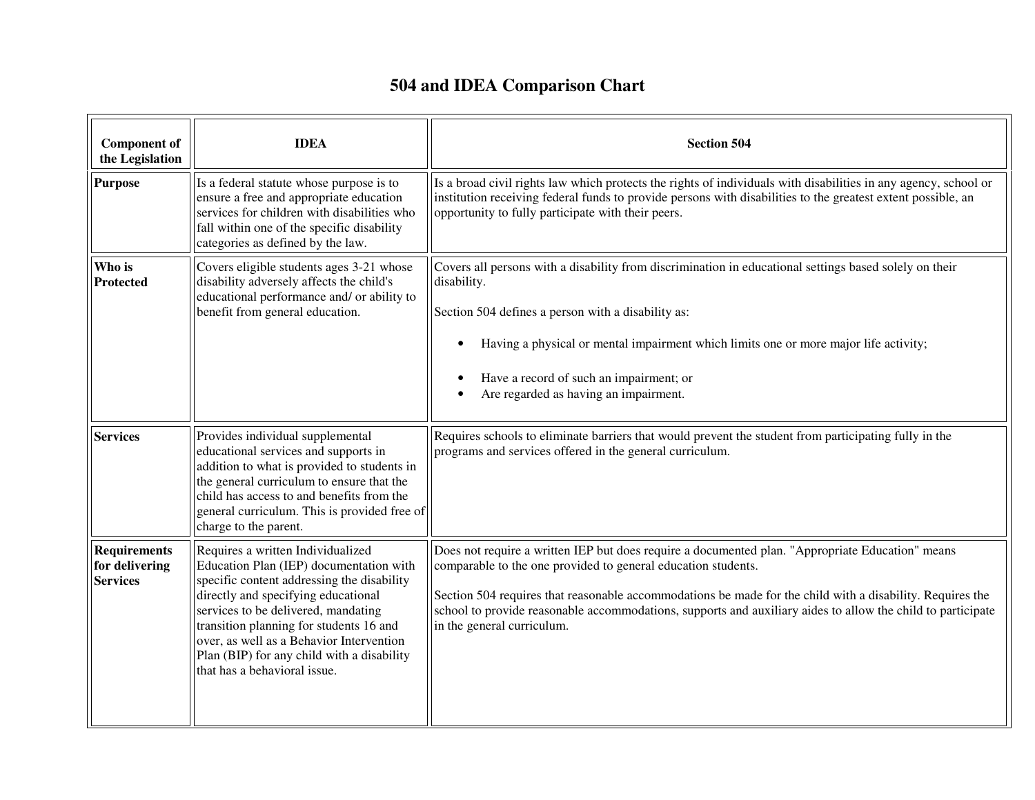# 504 and IDEA Comparison Chart

| Component of the Legislation | IDEA | Section 504 |
|---|---|---|
| **Purpose** | Is a federal statute whose purpose is to ensure a free and appropriate education services for children with disabilities who fall within one of the specific disability categories as defined by the law. | Is a broad civil rights law which protects the rights of individuals with disabilities in any agency, school or institution receiving federal funds to provide persons with disabilities to the greatest extent possible, an opportunity to fully participate with their peers. |
| **Who is Protected** | Covers eligible students ages 3-21 whose disability adversely affects the child's educational performance and/ or ability to benefit from general education. | Covers all persons with a disability from discrimination in educational settings based solely on their disability.<br><br>Section 504 defines a person with a disability as:<br><br>• Having a physical or mental impairment which limits one or more major life activity;<br><br>• Have a record of such an impairment; or<br>• Are regarded as having an impairment. |
| **Services** | Provides individual supplemental educational services and supports in addition to what is provided to students in the general curriculum to ensure that the child has access to and benefits from the general curriculum. This is provided free of charge to the parent. | Requires schools to eliminate barriers that would prevent the student from participating fully in the programs and services offered in the general curriculum. |
| **Requirements for delivering Services** | Requires a written Individualized Education Plan (IEP) documentation with specific content addressing the disability directly and specifying educational services to be delivered, mandating transition planning for students 16 and over, as well as a Behavior Intervention Plan (BIP) for any child with a disability that has a behavioral issue. | Does not require a written IEP but does require a documented plan. "Appropriate Education" means comparable to the one provided to general education students.<br><br>Section 504 requires that reasonable accommodations be made for the child with a disability. Requires the school to provide reasonable accommodations, supports and auxiliary aides to allow the child to participate in the general curriculum. |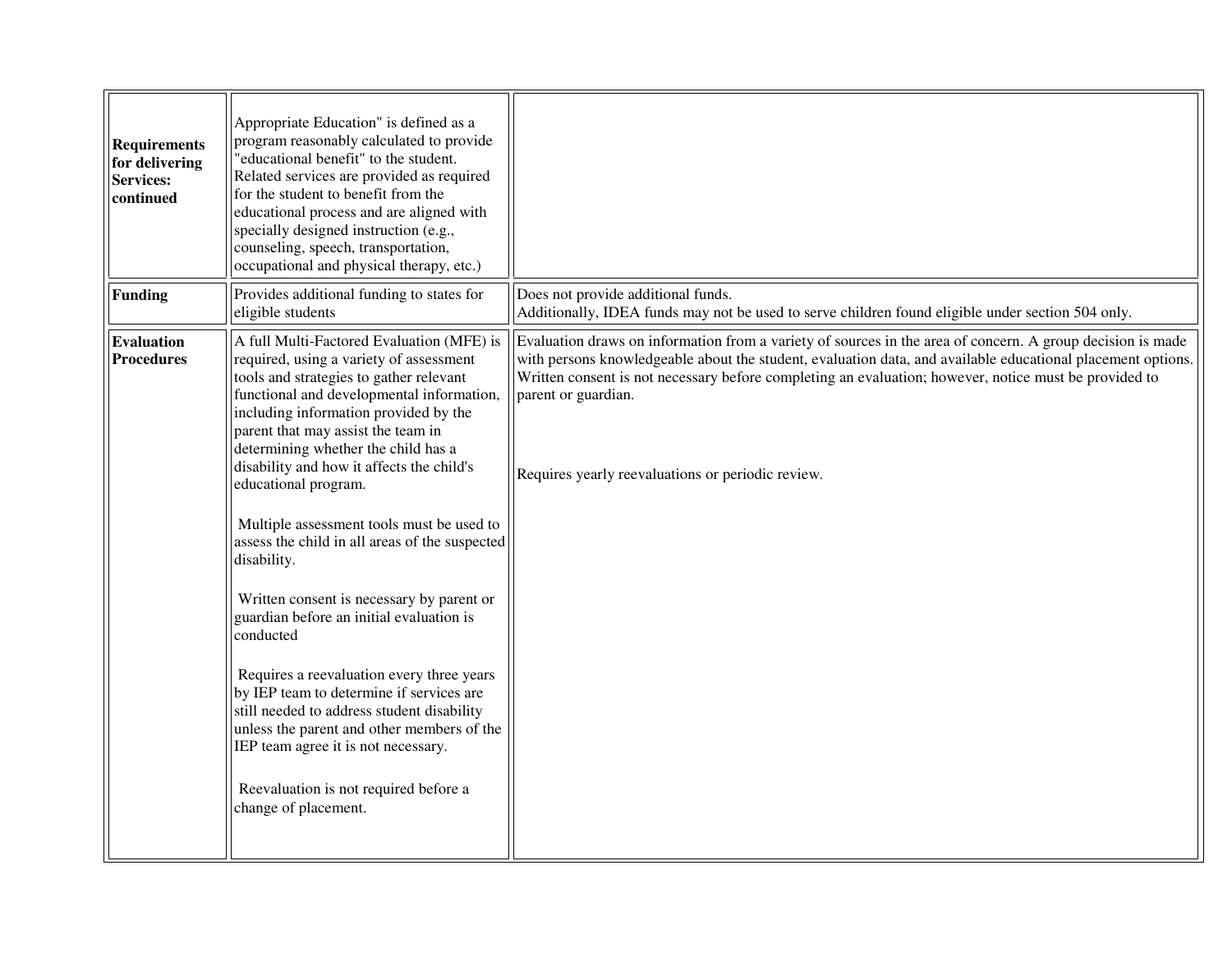| | | |
|---|---|---|
| **Requirements for delivering Services: continued** | Appropriate Education" is defined as a program reasonably calculated to provide "educational benefit" to the student. Related services are provided as required for the student to benefit from the educational process and are aligned with specially designed instruction (e.g., counseling, speech, transportation, occupational and physical therapy, etc.) | |
| **Funding** | Provides additional funding to states for eligible students | Does not provide additional funds.<br>Additionally, IDEA funds may not be used to serve children found eligible under section 504 only. |
| **Evaluation Procedures** | A full Multi-Factored Evaluation (MFE) is required, using a variety of assessment tools and strategies to gather relevant functional and developmental information, including information provided by the parent that may assist the team in determining whether the child has a disability and how it affects the child's educational program.<br><br>Multiple assessment tools must be used to assess the child in all areas of the suspected disability.<br><br>Written consent is necessary by parent or guardian before an initial evaluation is conducted<br><br>Requires a reevaluation every three years by IEP team to determine if services are still needed to address student disability unless the parent and other members of the IEP team agree it is not necessary.<br><br>Reevaluation is not required before a change of placement. | Evaluation draws on information from a variety of sources in the area of concern. A group decision is made with persons knowledgeable about the student, evaluation data, and available educational placement options. Written consent is not necessary before completing an evaluation; however, notice must be provided to parent or guardian.<br><br>Requires yearly reevaluations or periodic review. |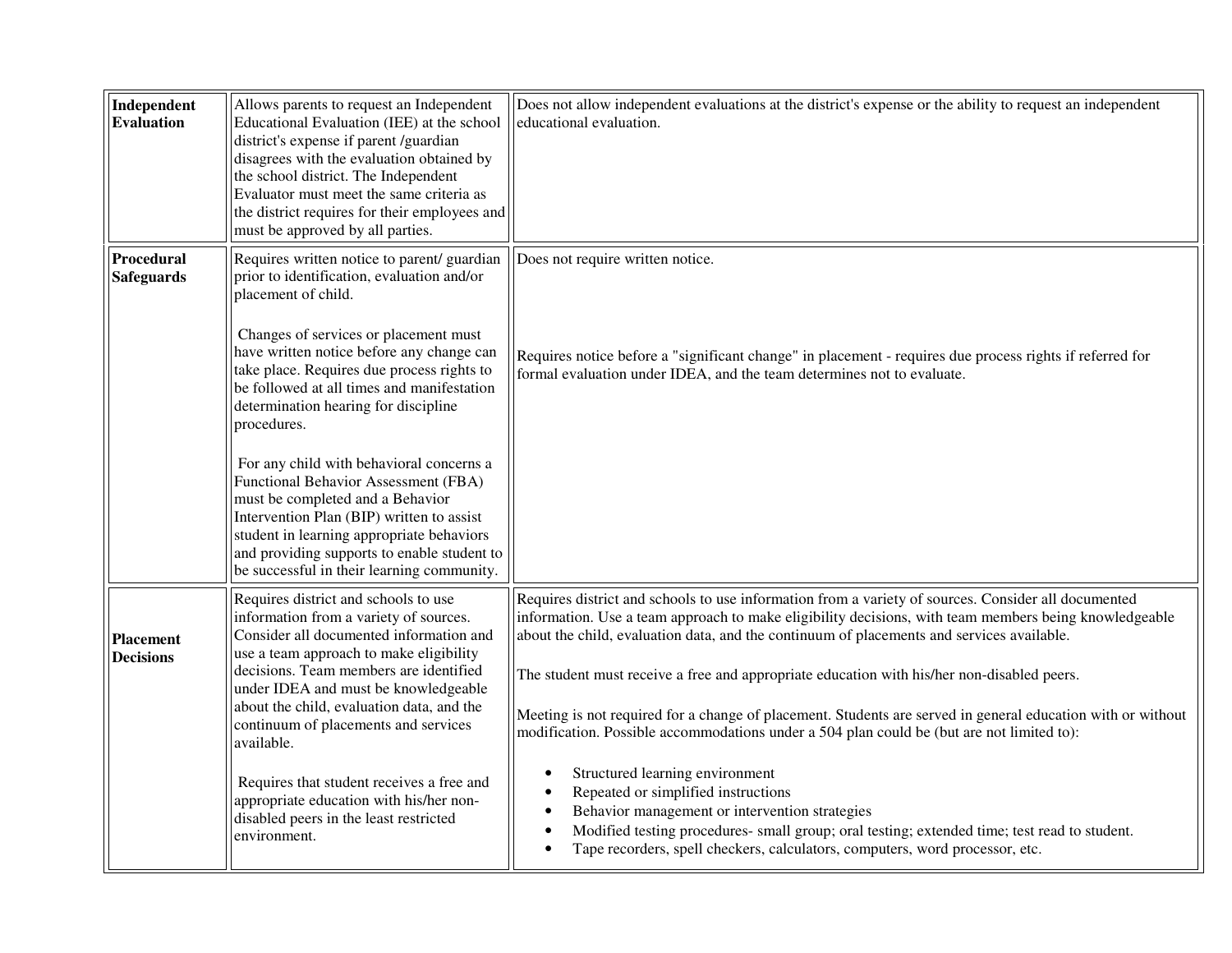| | | |
|---|---|---|
| **Independent Evaluation** | Allows parents to request an Independent Educational Evaluation (IEE) at the school district's expense if parent /guardian disagrees with the evaluation obtained by the school district. The Independent Evaluator must meet the same criteria as the district requires for their employees and must be approved by all parties. | Does not allow independent evaluations at the district's expense or the ability to request an independent educational evaluation. |
| **Procedural Safeguards** | Requires written notice to parent/ guardian prior to identification, evaluation and/or placement of child.<br><br>Changes of services or placement must have written notice before any change can take place. Requires due process rights to be followed at all times and manifestation determination hearing for discipline procedures.<br><br>For any child with behavioral concerns a Functional Behavior Assessment (FBA) must be completed and a Behavior Intervention Plan (BIP) written to assist student in learning appropriate behaviors and providing supports to enable student to be successful in their learning community. | Does not require written notice.<br><br>Requires notice before a "significant change" in placement - requires due process rights if referred for formal evaluation under IDEA, and the team determines not to evaluate. |
| **Placement Decisions** | Requires district and schools to use information from a variety of sources. Consider all documented information and use a team approach to make eligibility decisions. Team members are identified under IDEA and must be knowledgeable about the child, evaluation data, and the continuum of placements and services available.<br><br>Requires that student receives a free and appropriate education with his/her non-disabled peers in the least restricted environment. | Requires district and schools to use information from a variety of sources. Consider all documented information. Use a team approach to make eligibility decisions, with team members being knowledgeable about the child, evaluation data, and the continuum of placements and services available.<br><br>The student must receive a free and appropriate education with his/her non-disabled peers.<br><br>Meeting is not required for a change of placement. Students are served in general education with or without modification. Possible accommodations under a 504 plan could be (but are not limited to):<br><br>• Structured learning environment<br>• Repeated or simplified instructions<br>• Behavior management or intervention strategies<br>• Modified testing procedures- small group; oral testing; extended time; test read to student.<br>• Tape recorders, spell checkers, calculators, computers, word processor, etc. |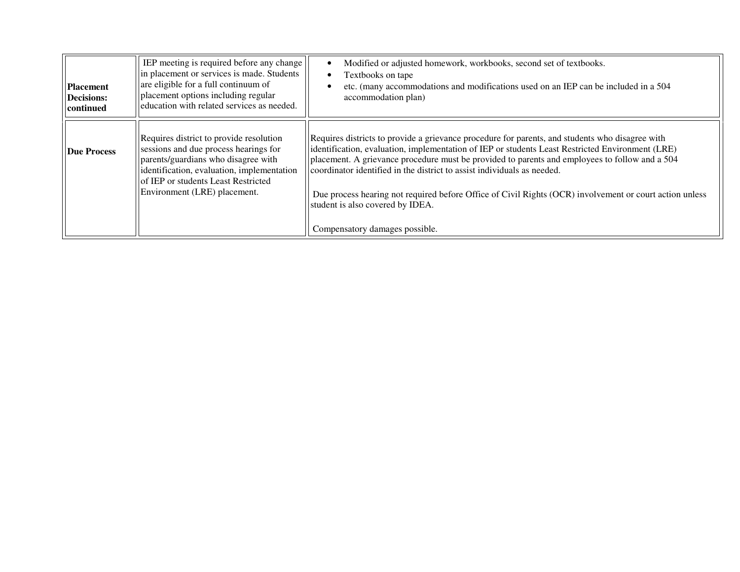| | | |
|---|---|---|
| **Placement Decisions: continued** | IEP meeting is required before any change in placement or services is made. Students are eligible for a full continuum of placement options including regular education with related services as needed. | • Modified or adjusted homework, workbooks, second set of textbooks.<br>• Textbooks on tape<br>• etc. (many accommodations and modifications used on an IEP can be included in a 504 accommodation plan) |
| **Due Process** | Requires district to provide resolution sessions and due process hearings for parents/guardians who disagree with identification, evaluation, implementation of IEP or students Least Restricted Environment (LRE) placement. | Requires districts to provide a grievance procedure for parents, and students who disagree with identification, evaluation, implementation of IEP or students Least Restricted Environment (LRE) placement. A grievance procedure must be provided to parents and employees to follow and a 504 coordinator identified in the district to assist individuals as needed.<br><br>Due process hearing not required before Office of Civil Rights (OCR) involvement or court action unless student is also covered by IDEA.<br><br>Compensatory damages possible. |